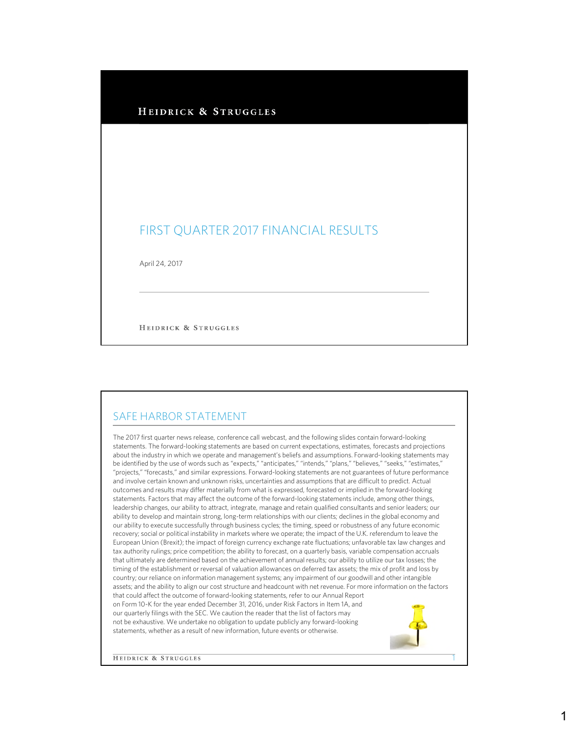# FIRST QUARTER 2017 FINANCIAL RESULTS

April 24, 2017

## SAFE HARBOR STATEMENT

The 2017 first quarter news release, conference call webcast, and the following slides contain forward-looking statements. The forward-looking statements are based on current expectations, estimates, forecasts and projections about the industry in which we operate and management's beliefs and assumptions. Forward-looking statements may be identified by the use of words such as "expects," "anticipates," "intends," "plans," "believes," "seeks," "estimates," "projects," "forecasts," and similar expressions. Forward-looking statements are not guarantees of future performance and involve certain known and unknown risks, uncertainties and assumptions that are difficult to predict. Actual outcomes and results may differ materially from what is expressed, forecasted or implied in the forward-looking statements. Factors that may affect the outcome of the forward-looking statements include, among other things, leadership changes, our ability to attract, integrate, manage and retain qualified consultants and senior leaders; our ability to develop and maintain strong, long-term relationships with our clients; declines in the global economy and our ability to execute successfully through business cycles; the timing, speed or robustness of any future economic recovery; social or political instability in markets where we operate; the impact of the U.K. referendum to leave the European Union (Brexit); the impact of foreign currency exchange rate fluctuations; unfavorable tax law changes and tax authority rulings; price competition; the ability to forecast, on a quarterly basis, variable compensation accruals that ultimately are determined based on the achievement of annual results; our ability to utilize our tax losses; the timing of the establishment or reversal of valuation allowances on deferred tax assets; the mix of profit and loss by country; our reliance on information management systems; any impairment of our goodwill and other intangible assets; and the ability to align our cost structure and headcount with net revenue. For more information on the factors that could affect the outcome of forward-looking statements, refer to our Annual Report on Form 10-K for the year ended December 31, 2016, under Risk Factors in Item 1A, and our quarterly filings with the SEC. We caution the reader that the list of factors may not be exhaustive. We undertake no obligation to update publicly any forward-looking statements, whether as a result of new information, future events or otherwise.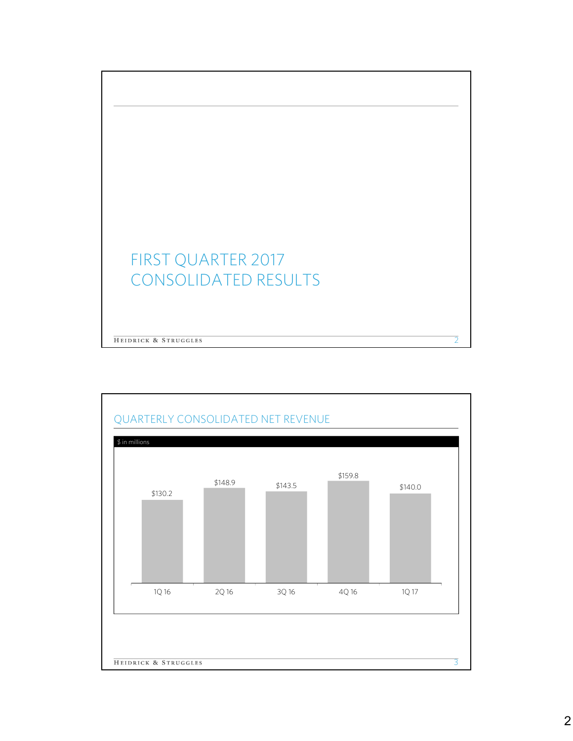# FIRST QUARTER 2017 CONSOLIDATED RESULTS

## QUARTERLY CONSOLIDATED NET REVENUE

$ in millions

| 1Q 16 | 2Q 16 | 3Q 16 | 4Q 16 | 1Q 17 |
|---|---|---|---|---|
| $130.2 | $148.9 | $143.5 | $159.8 | $140.0 |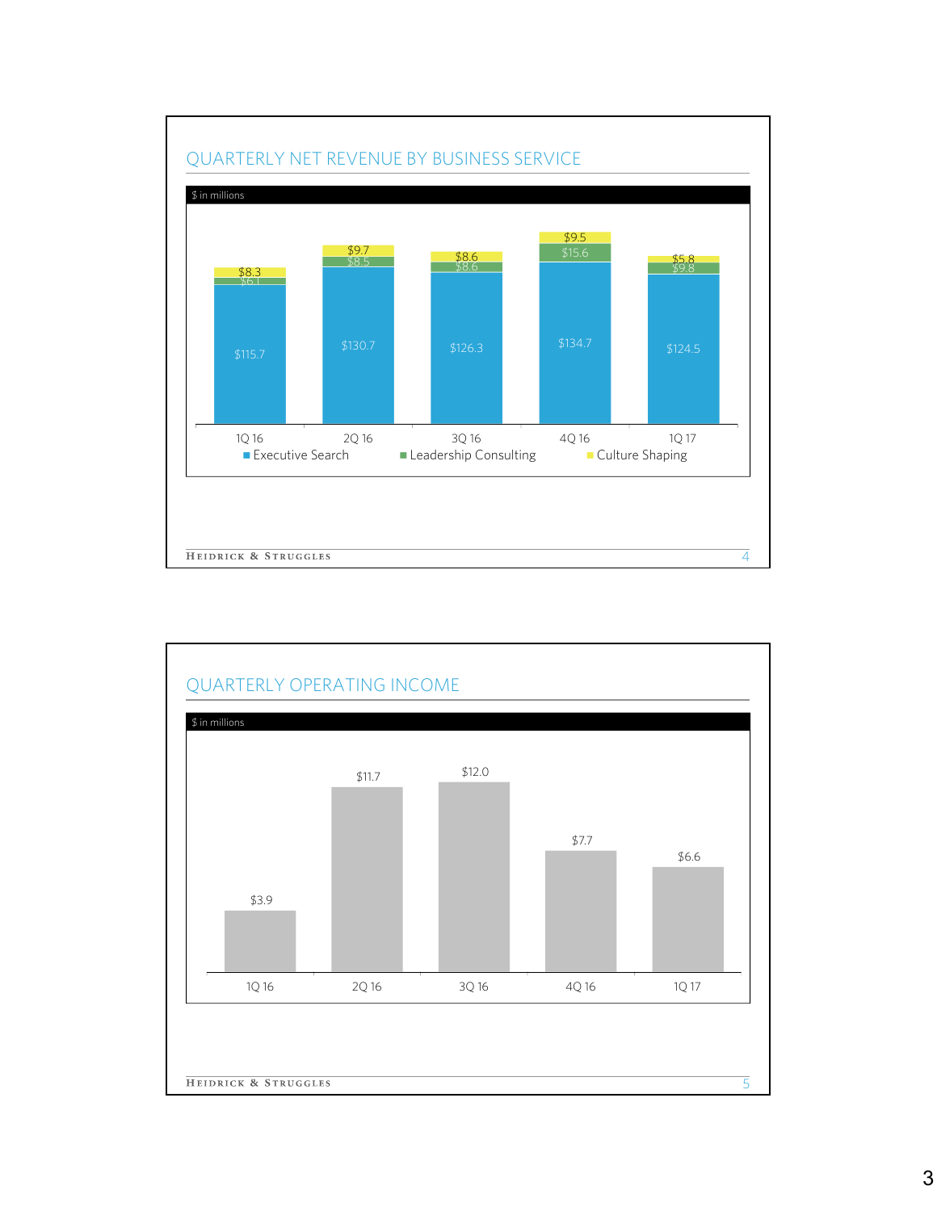## QUARTERLY NET REVENUE BY BUSINESS SERVICE

$ in millions

| | 1Q 16 | 2Q 16 | 3Q 16 | 4Q 16 | 1Q 17 |
|---|---|---|---|---|---|
| Executive Search | $115.7 | $130.7 | $126.3 | $134.7 | $124.5 |
| Leadership Consulting | $6.1 | $8.5 | $8.6 | $15.6 | $9.8 |
| Culture Shaping | $8.3 | $9.7 | $8.6 | $9.5 | $5.8 |

## QUARTERLY OPERATING INCOME

$ in millions

| 1Q 16 | 2Q 16 | 3Q 16 | 4Q 16 | 1Q 17 |
|---|---|---|---|---|
| $3.9 | $11.7 | $12.0 | $7.7 | $6.6 |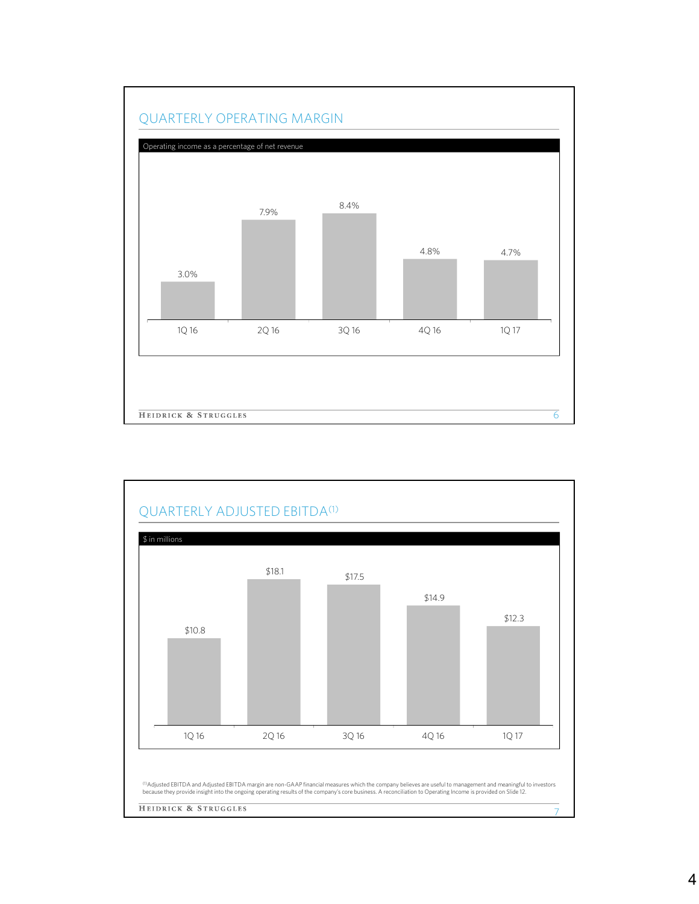## QUARTERLY OPERATING MARGIN

Operating income as a percentage of net revenue

| 1Q 16 | 2Q 16 | 3Q 16 | 4Q 16 | 1Q 17 |
|---|---|---|---|---|
| 3.0% | 7.9% | 8.4% | 4.8% | 4.7% |

## QUARTERLY ADJUSTED EBITDA[1]

$ in millions

| 1Q 16 | 2Q 16 | 3Q 16 | 4Q 16 | 1Q 17 |
|---|---|---|---|---|
| $10.8 | $18.1 | $17.5 | $14.9 | $12.3 |

[1] Adjusted EBITDA and Adjusted EBITDA margin are non-GAAP financial measures which the company believes are useful to management and meaningful to investors because they provide insight into the ongoing operating results of the company's core business. A reconciliation to Operating Income is provided on Slide 12.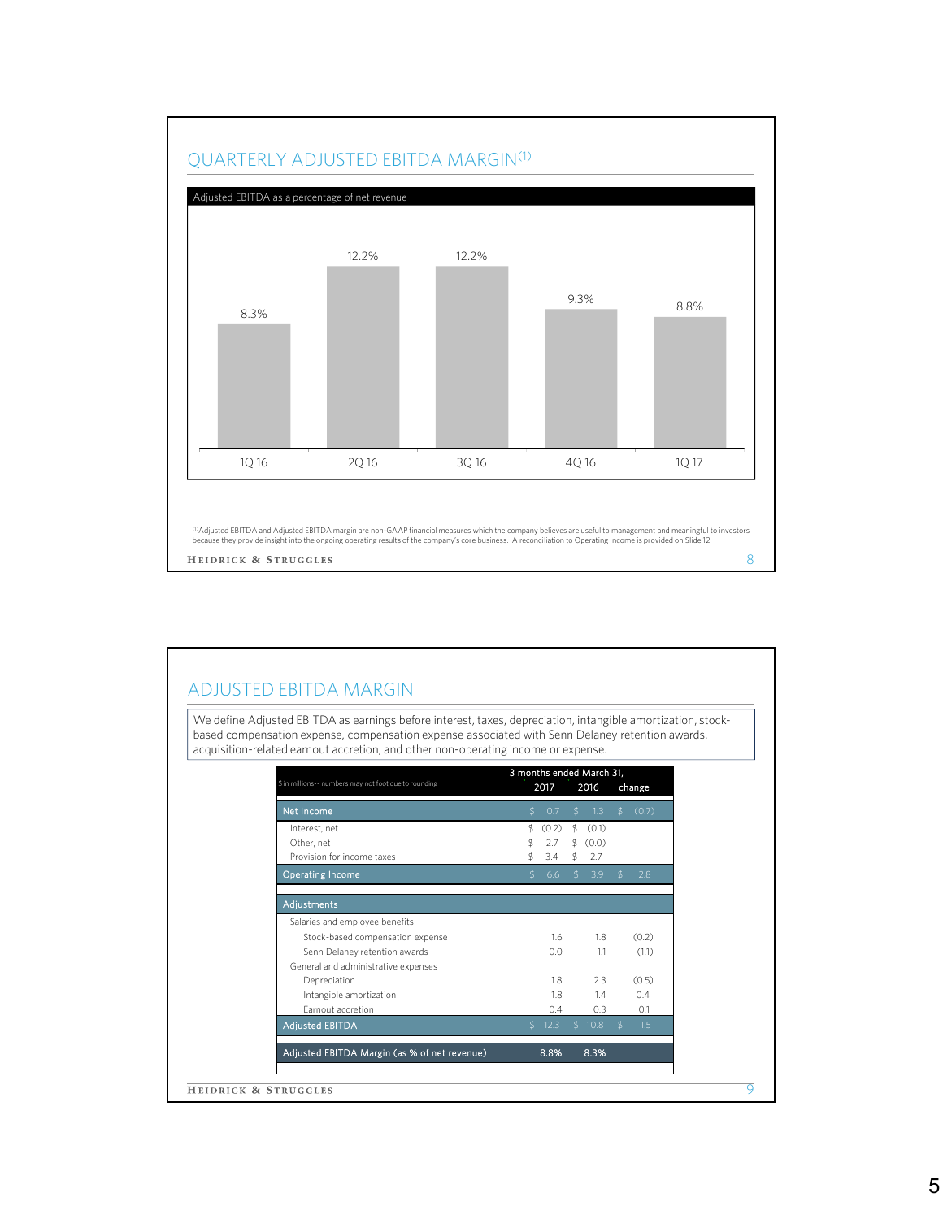## QUARTERLY ADJUSTED EBITDA MARGIN[1]

Adjusted EBITDA as a percentage of net revenue

| Quarter | Adjusted EBITDA Margin |
|---|---|
| 1Q 16 | 8.3% |
| 2Q 16 | 12.2% |
| 3Q 16 | 12.2% |
| 4Q 16 | 9.3% |
| 1Q 17 | 8.8% |

[1]Adjusted EBITDA and Adjusted EBITDA margin are non-GAAP financial measures which the company believes are useful to management and meaningful to investors because they provide insight into the ongoing operating results of the company's core business. A reconciliation to Operating Income is provided on Slide 12.

## ADJUSTED EBITDA MARGIN

We define Adjusted EBITDA as earnings before interest, taxes, depreciation, intangible amortization, stock-based compensation expense, compensation expense associated with Senn Delaney retention awards, acquisition-related earnout accretion, and other non-operating income or expense.

| $ in millions-- numbers may not foot due to rounding | 3 months ended March 31, 2017 | 2016 | change |
|---|---|---|---|
| **Net Income** | $ 0.7 | $ 1.3 | $ (0.7) |
| Interest, net | $ (0.2) | $ (0.1) | |
| Other, net | $ 2.7 | $ (0.0) | |
| Provision for income taxes | $ 3.4 | $ 2.7 | |
| **Operating Income** | $ 6.6 | $ 3.9 | $ 2.8 |
| **Adjustments** | | | |
| Salaries and employee benefits | | | |
| Stock-based compensation expense | 1.6 | 1.8 | (0.2) |
| Senn Delaney retention awards | 0.0 | 1.1 | (1.1) |
| General and administrative expenses | | | |
| Depreciation | 1.8 | 2.3 | (0.5) |
| Intangible amortization | 1.8 | 1.4 | 0.4 |
| Earnout accretion | 0.4 | 0.3 | 0.1 |
| **Adjusted EBITDA** | $ 12.3 | $ 10.8 | $ 1.5 |
| **Adjusted EBITDA Margin (as % of net revenue)** | 8.8% | 8.3% | |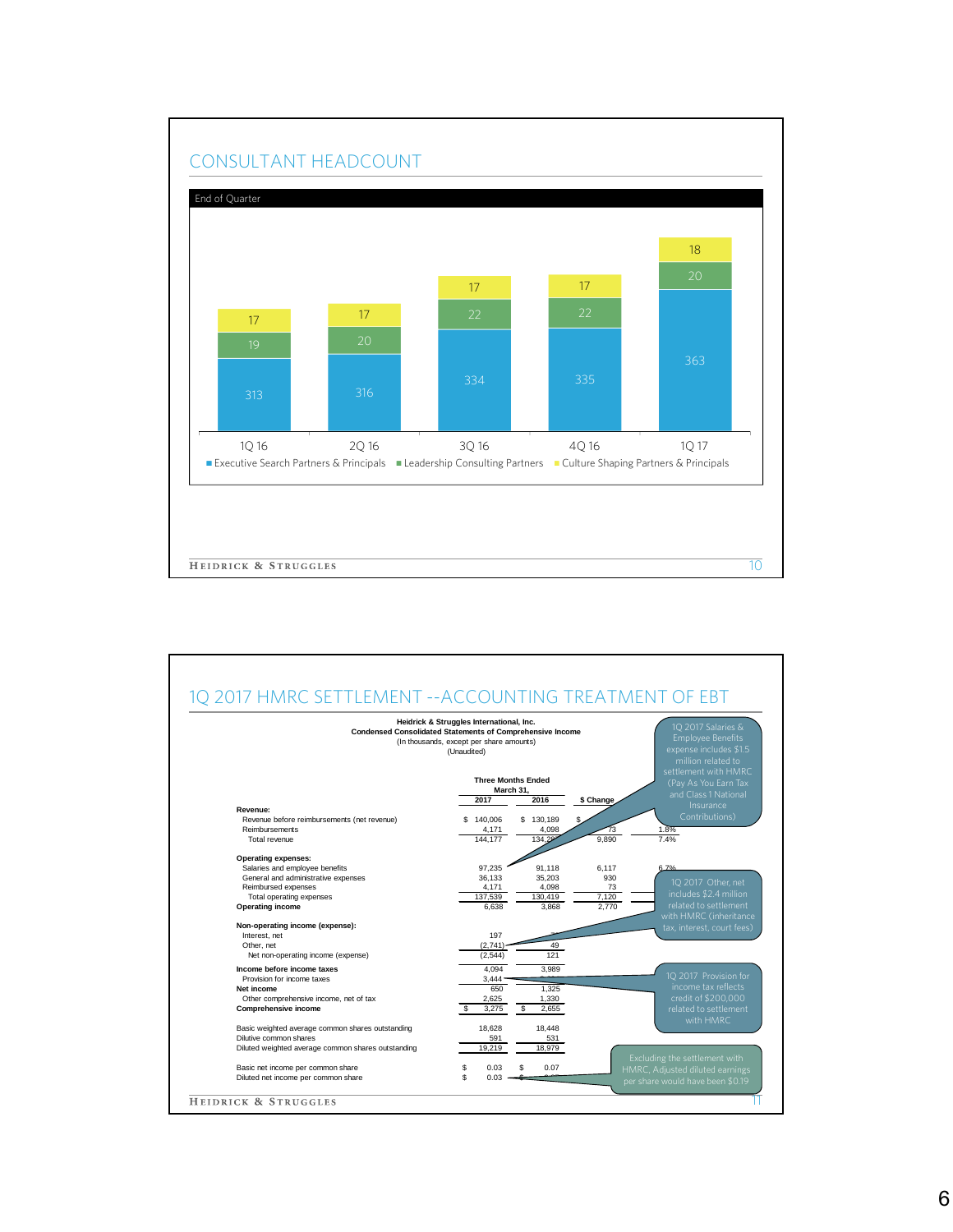## CONSULTANT HEADCOUNT

End of Quarter

| | 1Q 16 | 2Q 16 | 3Q 16 | 4Q 16 | 1Q 17 |
|---|---|---|---|---|---|
| Executive Search Partners & Principals | 313 | 316 | 334 | 335 | 363 |
| Leadership Consulting Partners | 19 | 20 | 22 | 22 | 20 |
| Culture Shaping Partners & Principals | 17 | 17 | 17 | 17 | 18 |

## 1Q 2017 HMRC SETTLEMENT --ACCOUNTING TREATMENT OF EBT

**Heidrick & Struggles International, Inc.**
**Condensed Consolidated Statements of Comprehensive Income**
(In thousands, except per share amounts)
(Unaudited)

| | Three Months Ended March 31, 2017 | 2016 | $ Change | % Change |
|---|---|---|---|---|
| **Revenue:** | | | | |
| Revenue before reimbursements (net revenue) | $ 140,006 | $ 130,189 | $ | |
| Reimbursements | 4,171 | 4,098 | 73 | 1.8% |
| Total revenue | 144,177 | 134,2 | 9,890 | 7.4% |
| **Operating expenses:** | | | | |
| Salaries and employee benefits | 97,235 | 91,118 | 6,117 | 6.7% |
| General and administrative expenses | 36,133 | 35,203 | 930 | |
| Reimbursed expenses | 4,171 | 4,098 | 73 | |
| Total operating expenses | 137,539 | 130,419 | 7,120 | |
| **Operating income** | 6,638 | 3,868 | 2,770 | |
| **Non-operating income (expense):** | | | | |
| Interest, net | 197 | | | |
| Other, net | (2,741) | 49 | | |
| Net non-operating income (expense) | (2,544) | 121 | | |
| **Income before income taxes** | 4,094 | 3,989 | | |
| Provision for income taxes | 3,444 | | | |
| **Net income** | 650 | 1,325 | | |
| Other comprehensive income, net of tax | 2,625 | 1,330 | | |
| **Comprehensive income** | $ 3,275 | $ 2,655 | | |
| Basic weighted average common shares outstanding | 18,628 | 18,448 | | |
| Dilutive common shares | 591 | 531 | | |
| Diluted weighted average common shares outstanding | 19,219 | 18,979 | | |
| Basic net income per common share | $ 0.03 | $ 0.07 | | |
| Diluted net income per common share | $ 0.03 | $ | | |

1Q 2017 Salaries & Employee Benefits expense includes $1.5 million related to settlement with HMRC (Pay As You Earn Tax and Class 1 National Insurance Contributions)

1Q 2017 Other, net includes $2.4 million related to settlement with HMRC (inheritance tax, interest, court fees)

1Q 2017 Provision for income tax reflects credit of $200,000 related to settlement with HMRC

Excluding the settlement with HMRC, Adjusted diluted earnings per share would have been $0.19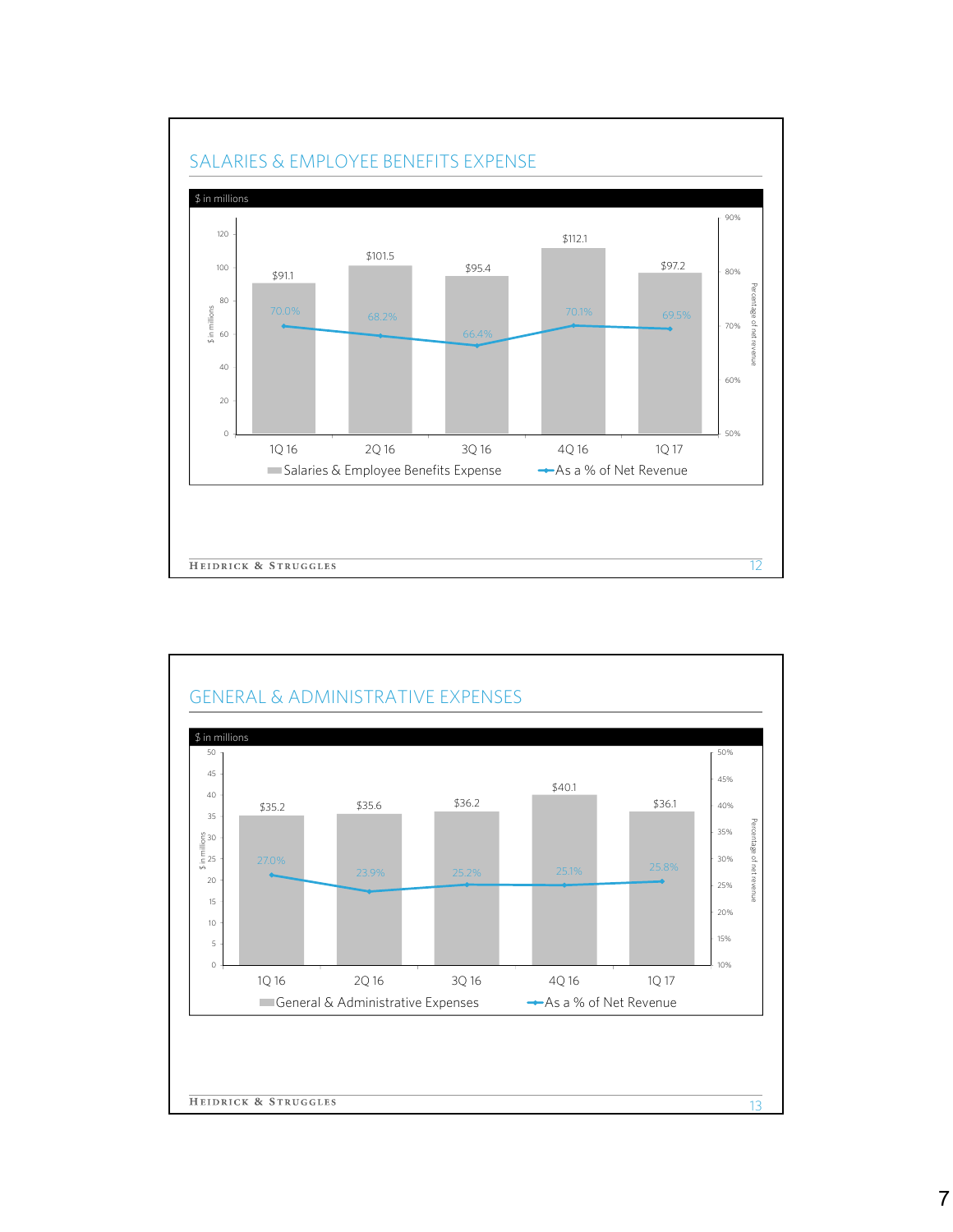## SALARIES & EMPLOYEE BENEFITS EXPENSE

$ in millions

| | 1Q 16 | 2Q 16 | 3Q 16 | 4Q 16 | 1Q 17 |
|---|---|---|---|---|---|
| Salaries & Employee Benefits Expense | $91.1 | $101.5 | $95.4 | $112.1 | $97.2 |
| As a % of Net Revenue | 70.0% | 68.2% | 66.4% | 70.1% | 69.5% |

## GENERAL & ADMINISTRATIVE EXPENSES

$ in millions

| | 1Q 16 | 2Q 16 | 3Q 16 | 4Q 16 | 1Q 17 |
|---|---|---|---|---|---|
| General & Administrative Expenses | $35.2 | $35.6 | $36.2 | $40.1 | $36.1 |
| As a % of Net Revenue | 27.0% | 23.9% | 25.2% | 25.1% | 25.8% |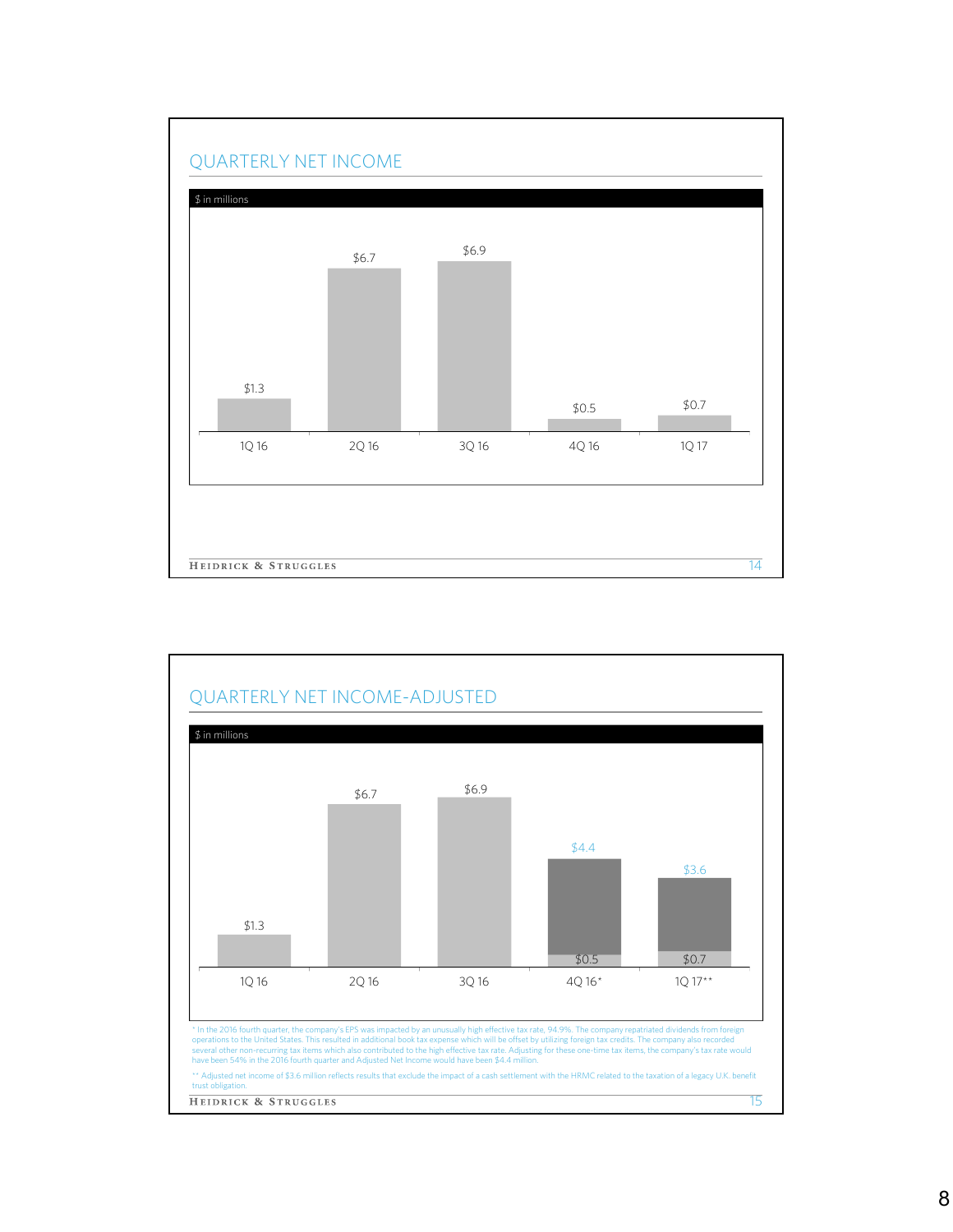## QUARTERLY NET INCOME

$ in millions

| 1Q 16 | 2Q 16 | 3Q 16 | 4Q 16 | 1Q 17 |
|---|---|---|---|---|
| $1.3 | $6.7 | $6.9 | $0.5 | $0.7 |

## QUARTERLY NET INCOME-ADJUSTED

$ in millions

| | 1Q 16 | 2Q 16 | 3Q 16 | 4Q 16* | 1Q 17** |
|---|---|---|---|---|---|
| Net Income | $1.3 | $6.7 | $6.9 | $0.5 | $0.7 |
| Adjusted Net Income | | | | $4.4 | $3.6 |

* In the 2016 fourth quarter, the company's EPS was impacted by an unusually high effective tax rate, 94.9%. The company repatriated dividends from foreign operations to the United States. This resulted in additional book tax expense which will be offset by utilizing foreign tax credits. The company also recorded several other non-recurring tax items which also contributed to the high effective tax rate. Adjusting for these one-time tax items, the company's tax rate would have been 54% in the 2016 fourth quarter and Adjusted Net Income would have been $4.4 million.

** Adjusted net income of $3.6 million reflects results that exclude the impact of a cash settlement with the HRMC related to the taxation of a legacy U.K. benefit trust obligation.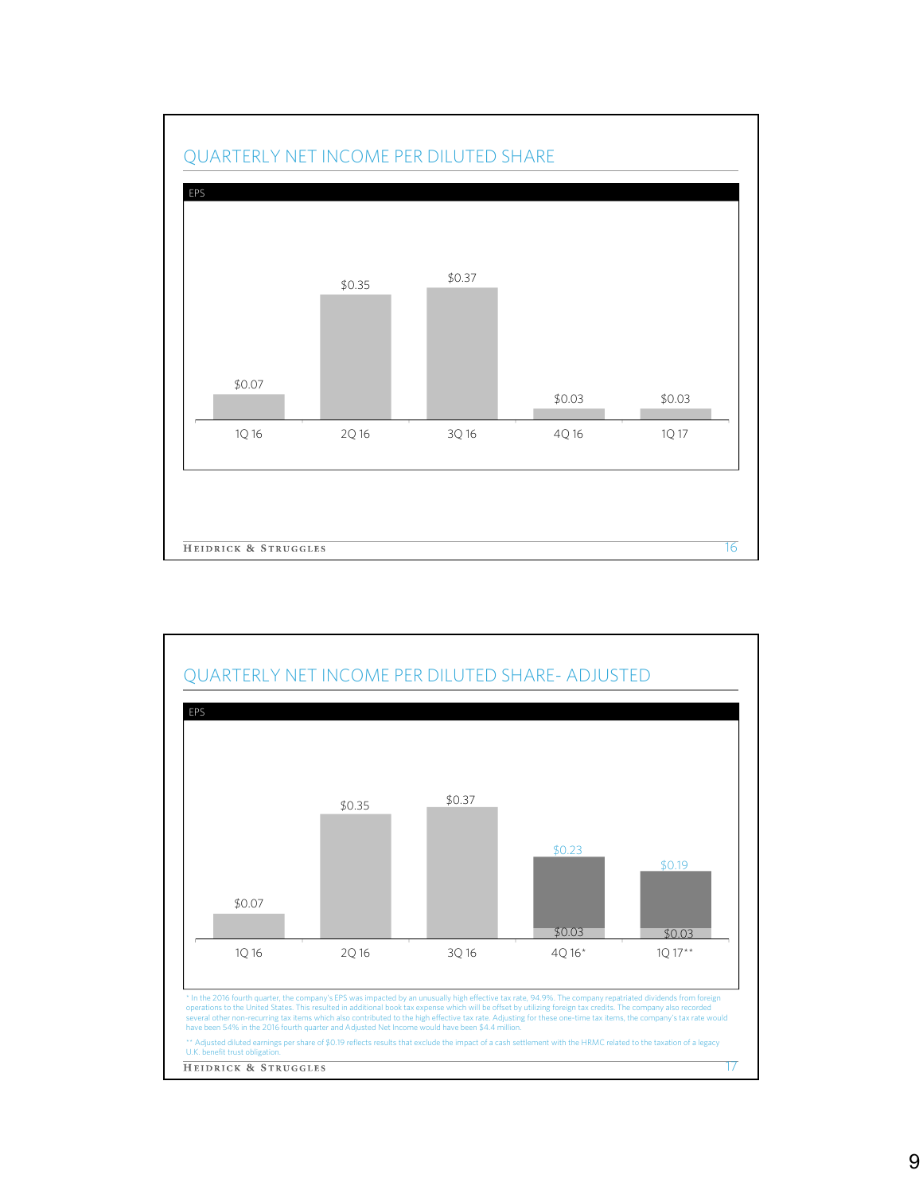## QUARTERLY NET INCOME PER DILUTED SHARE

EPS

| 1Q 16 | 2Q 16 | 3Q 16 | 4Q 16 | 1Q 17 |
|---|---|---|---|---|
| $0.07 | $0.35 | $0.37 | $0.03 | $0.03 |

## QUARTERLY NET INCOME PER DILUTED SHARE- ADJUSTED

EPS

| 1Q 16 | 2Q 16 | 3Q 16 | 4Q 16* | 1Q 17** |
|---|---|---|---|---|
| $0.07 | $0.35 | $0.37 | $0.23 | $0.19 |
| | | | $0.03 | $0.03 |

* In the 2016 fourth quarter, the company's EPS was impacted by an unusually high effective tax rate, 94.9%. The company repatriated dividends from foreign operations to the United States. This resulted in additional book tax expense which will be offset by utilizing foreign tax credits. The company also recorded several other non-recurring tax items which also contributed to the high effective tax rate. Adjusting for these one-time tax items, the company's tax rate would have been 54% in the 2016 fourth quarter and Adjusted Net Income would have been $4.4 million.

** Adjusted diluted earnings per share of $0.19 reflects results that exclude the impact of a cash settlement with the HRMC related to the taxation of a legacy U.K. benefit trust obligation.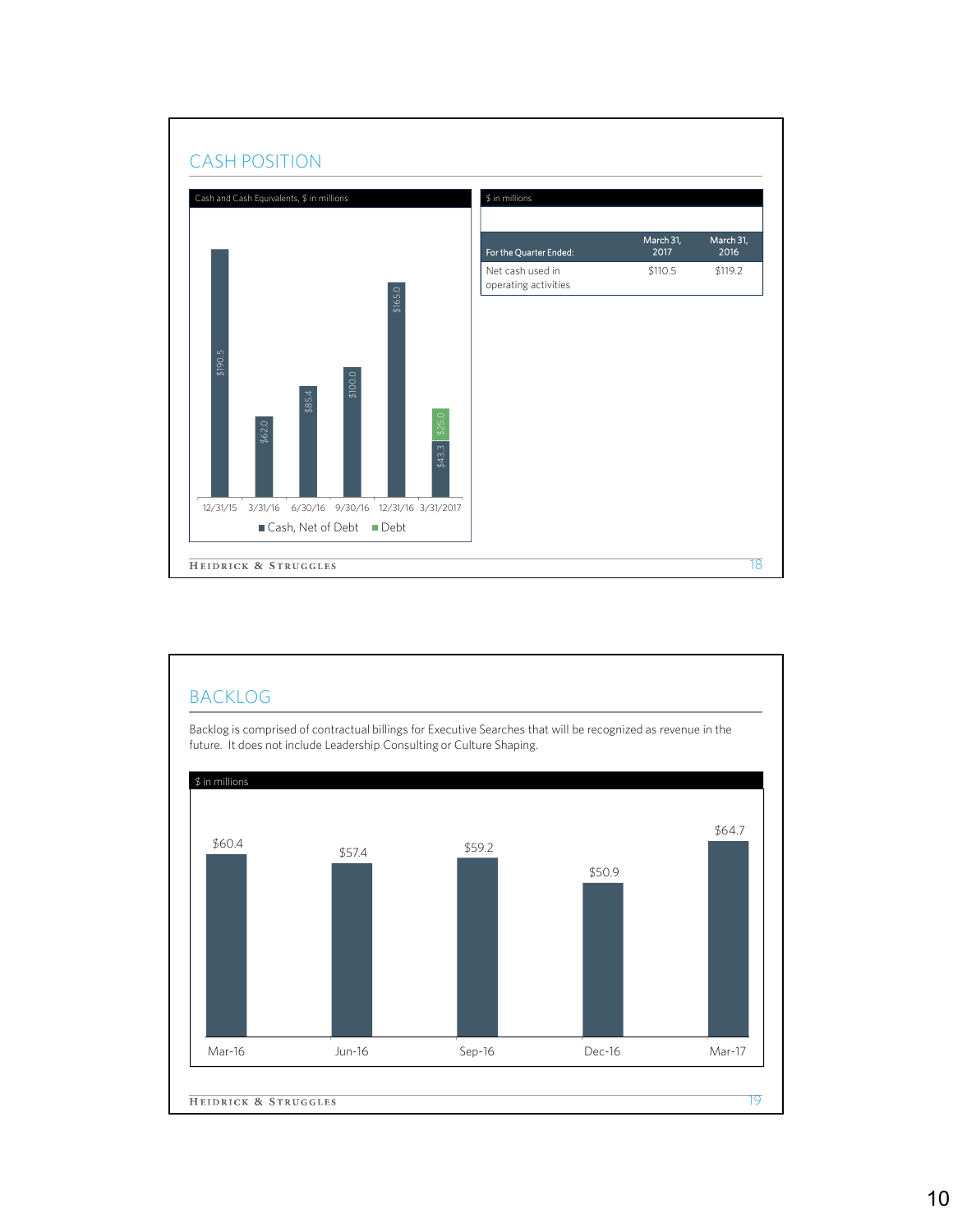## CASH POSITION

Cash and Cash Equivalents, $ in millions

| Date | Cash, Net of Debt | Debt |
|---|---|---|
| 12/31/15 | $190.5 | |
| 3/31/16 | $62.0 | |
| 6/30/16 | $85.4 | |
| 9/30/16 | $100.0 | |
| 12/31/16 | $165.0 | |
| 3/31/2017 | $43.3 | $25.0 |

$ in millions

| For the Quarter Ended: | March 31, 2017 | March 31, 2016 |
|---|---|---|
| Net cash used in operating activities | $110.5 | $119.2 |

## BACKLOG

Backlog is comprised of contractual billings for Executive Searches that will be recognized as revenue in the future. It does not include Leadership Consulting or Culture Shaping.

$ in millions

| Mar-16 | Jun-16 | Sep-16 | Dec-16 | Mar-17 |
|---|---|---|---|---|
| $60.4 | $57.4 | $59.2 | $50.9 | $64.7 |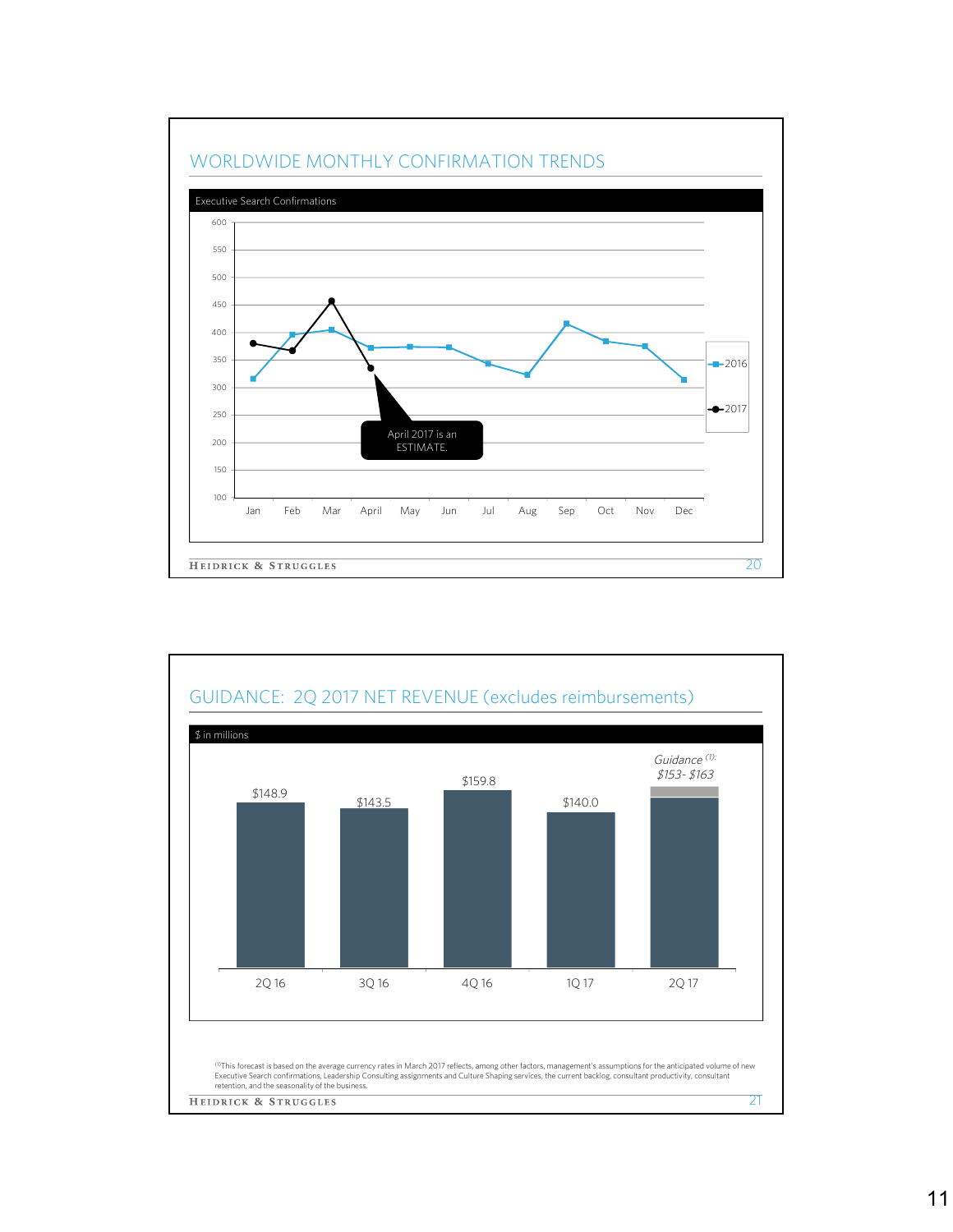## WORLDWIDE MONTHLY CONFIRMATION TRENDS

Executive Search Confirmations

| Month | 2016 | 2017 |
|---|---|---|
| Jan | ~315 | ~380 |
| Feb | ~396 | ~367 |
| Mar | ~405 | ~455 |
| April | ~372 | ~335 |
| May | ~374 | |
| Jun | ~373 | |
| Jul | ~343 | |
| Aug | ~323 | |
| Sep | ~416 | |
| Oct | ~384 | |
| Nov | ~375 | |
| Dec | ~314 | |

April 2017 is an ESTIMATE.

## GUIDANCE: 2Q 2017 NET REVENUE (excludes reimbursements)

$ in millions

| 2Q 16 | 3Q 16 | 4Q 16 | 1Q 17 | 2Q 17 |
|---|---|---|---|---|
| $148.9 | $143.5 | $159.8 | $140.0 | *Guidance [1]: $153- $163* |

[1] This forecast is based on the average currency rates in March 2017 reflects, among other factors, management's assumptions for the anticipated volume of new Executive Search confirmations, Leadership Consulting assignments and Culture Shaping services, the current backlog, consultant productivity, consultant retention, and the seasonality of the business.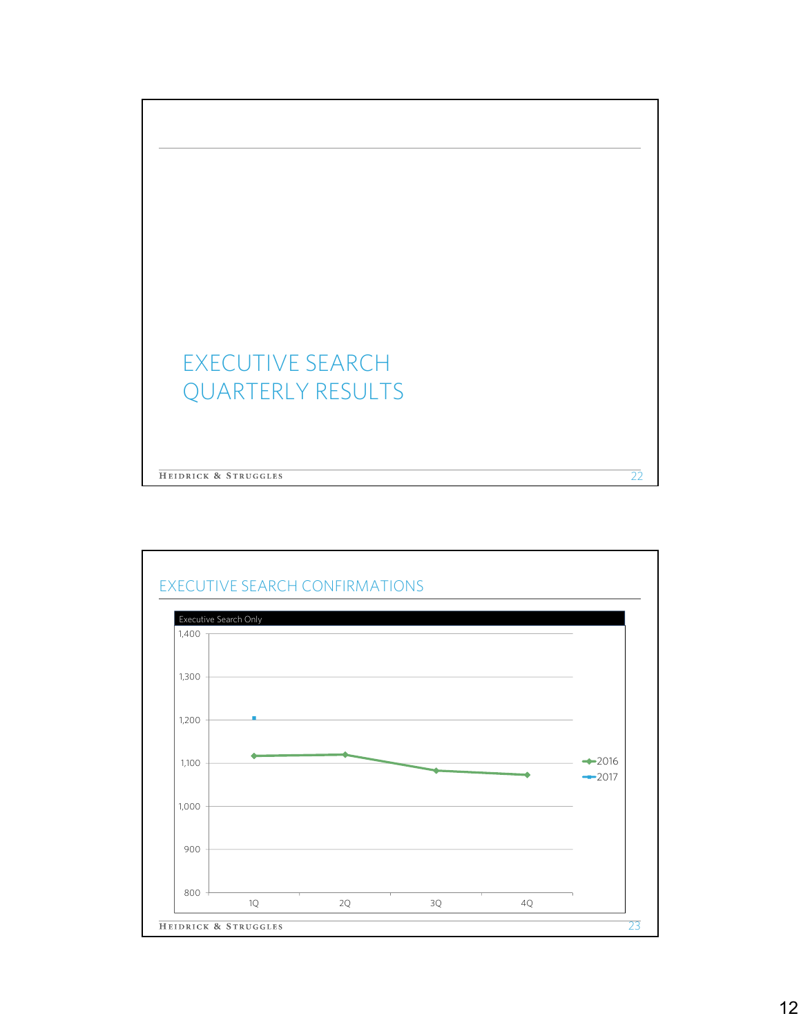# EXECUTIVE SEARCH QUARTERLY RESULTS

## EXECUTIVE SEARCH CONFIRMATIONS

Executive Search Only

1,400
1,300
1,200
1,100
1,000
900
800

1Q 2Q 3Q 4Q

2016
2017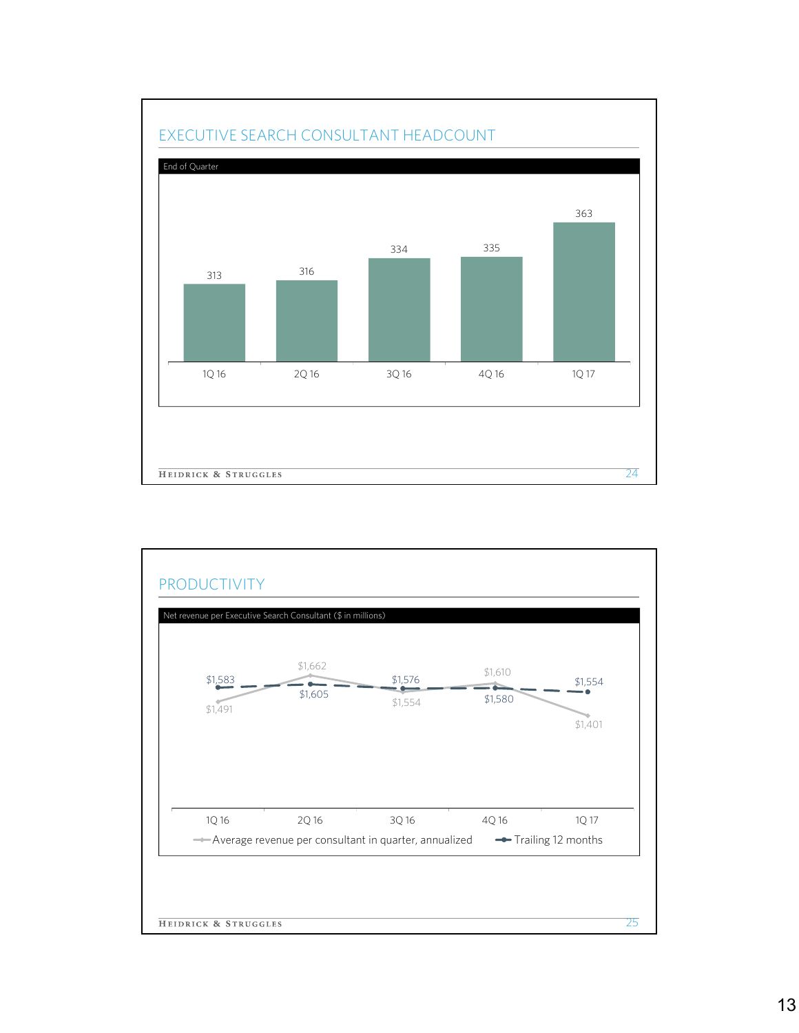## EXECUTIVE SEARCH CONSULTANT HEADCOUNT

End of Quarter

| 1Q 16 | 2Q 16 | 3Q 16 | 4Q 16 | 1Q 17 |
|---|---|---|---|---|
| 313 | 316 | 334 | 335 | 363 |

## PRODUCTIVITY

Net revenue per Executive Search Consultant ($ in millions)

| | 1Q 16 | 2Q 16 | 3Q 16 | 4Q 16 | 1Q 17 |
|---|---|---|---|---|---|
| Average revenue per consultant in quarter, annualized | $1,491 | $1,662 | $1,554 | $1,610 | $1,401 |
| Trailing 12 months | $1,583 | $1,605 | $1,576 | $1,580 | $1,554 |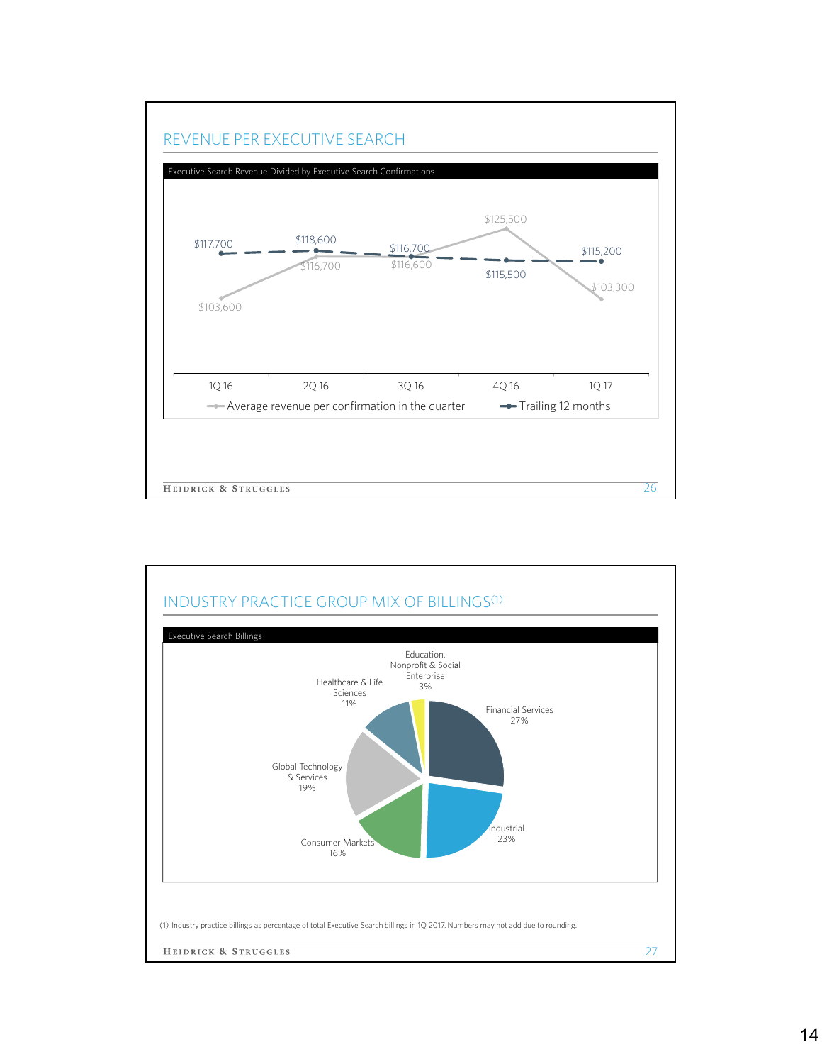## REVENUE PER EXECUTIVE SEARCH

Executive Search Revenue Divided by Executive Search Confirmations

| | 1Q 16 | 2Q 16 | 3Q 16 | 4Q 16 | 1Q 17 |
|---|---|---|---|---|---|
| Average revenue per confirmation in the quarter | $103,600 | $116,700 | $116,600 | $125,500 | $103,300 |
| Trailing 12 months | $117,700 | $118,600 | $116,700 | $115,500 | $115,200 |

## INDUSTRY PRACTICE GROUP MIX OF BILLINGS(1)

Executive Search Billings

| Industry Practice | Share |
|---|---|
| Financial Services | 27% |
| Industrial | 23% |
| Consumer Markets | 16% |
| Global Technology & Services | 19% |
| Healthcare & Life Sciences | 11% |
| Education, Nonprofit & Social Enterprise | 3% |

(1) Industry practice billings as percentage of total Executive Search billings in 1Q 2017. Numbers may not add due to rounding.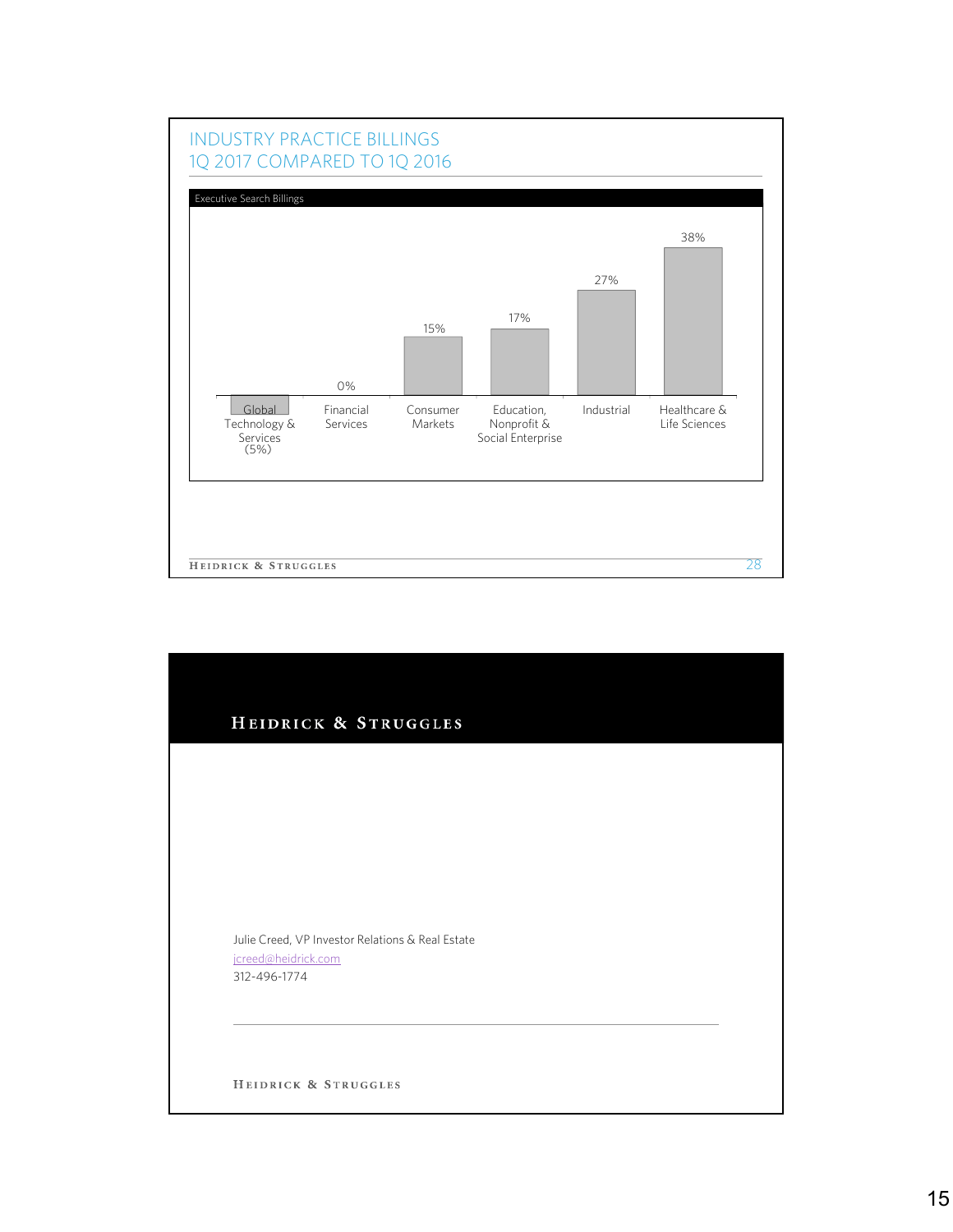## INDUSTRY PRACTICE BILLINGS
## 1Q 2017 COMPARED TO 1Q 2016

Executive Search Billings

Global Technology & Services (5%)

Financial Services 0%

Consumer Markets 15%

Education, Nonprofit & Social Enterprise 17%

Industrial 27%

Healthcare & Life Sciences 38%

---

**HEIDRICK & STRUGGLES**

Julie Creed, VP Investor Relations & Real Estate
jcreed@heidrick.com
312-496-1774